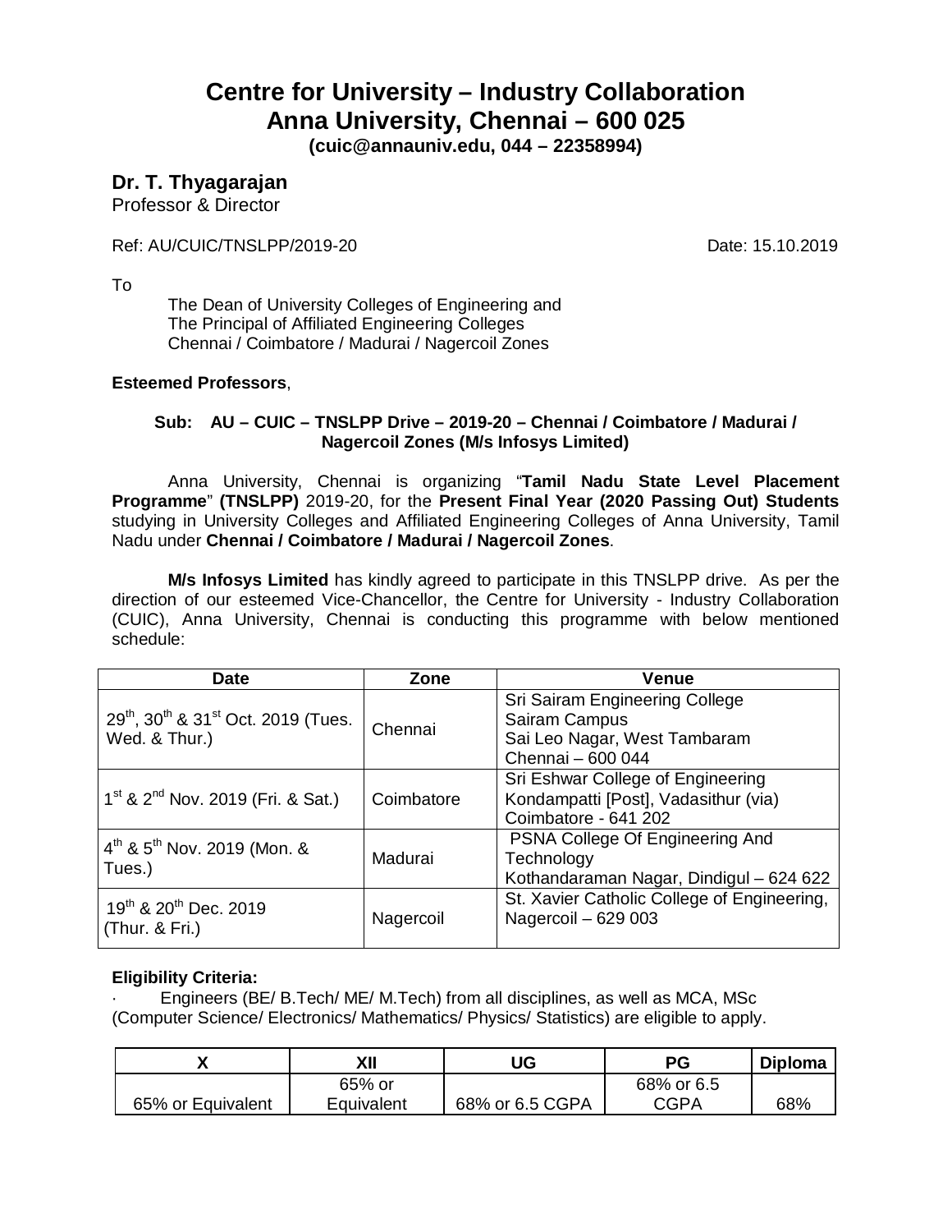# Centre for University – Industry Collaboration
# Anna University, Chennai – 600 025

**(cuic@annauniv.edu, 044 – 22358994)**

## Dr. T. Thyagarajan

Professor & Director

Ref: AU/CUIC/TNSLPP/2019-20 Date: 15.10.2019

To

The Dean of University Colleges of Engineering and
The Principal of Affiliated Engineering Colleges
Chennai / Coimbatore / Madurai / Nagercoil Zones

**Esteemed Professors**,

**Sub: AU – CUIC – TNSLPP Drive – 2019-20 – Chennai / Coimbatore / Madurai / Nagercoil Zones (M/s Infosys Limited)**

Anna University, Chennai is organizing "**Tamil Nadu State Level Placement Programme**" **(TNSLPP)** 2019-20, for the **Present Final Year (2020 Passing Out) Students** studying in University Colleges and Affiliated Engineering Colleges of Anna University, Tamil Nadu under **Chennai / Coimbatore / Madurai / Nagercoil Zones**.

**M/s Infosys Limited** has kindly agreed to participate in this TNSLPP drive. As per the direction of our esteemed Vice-Chancellor, the Centre for University - Industry Collaboration (CUIC), Anna University, Chennai is conducting this programme with below mentioned schedule:

| Date | Zone | Venue |
|---|---|---|
| 29th, 30th & 31st Oct. 2019 (Tues. Wed. & Thur.) | Chennai | Sri Sairam Engineering College<br>Sairam Campus<br>Sai Leo Nagar, West Tambaram<br>Chennai – 600 044 |
| 1st & 2nd Nov. 2019 (Fri. & Sat.) | Coimbatore | Sri Eshwar College of Engineering<br>Kondampatti [Post], Vadasithur (via)<br>Coimbatore - 641 202 |
| 4th & 5th Nov. 2019 (Mon. & Tues.) | Madurai | PSNA College Of Engineering And Technology<br>Kothandaraman Nagar, Dindigul – 624 622 |
| 19th & 20th Dec. 2019 (Thur. & Fri.) | Nagercoil | St. Xavier Catholic College of Engineering, Nagercoil – 629 003 |

**Eligibility Criteria:**

- Engineers (BE/ B.Tech/ ME/ M.Tech) from all disciplines, as well as MCA, MSc (Computer Science/ Electronics/ Mathematics/ Physics/ Statistics) are eligible to apply.

| X | XII | UG | PG | Diploma |
|---|---|---|---|---|
| 65% or Equivalent | 65% or Equivalent | 68% or 6.5 CGPA | 68% or 6.5 CGPA | 68% |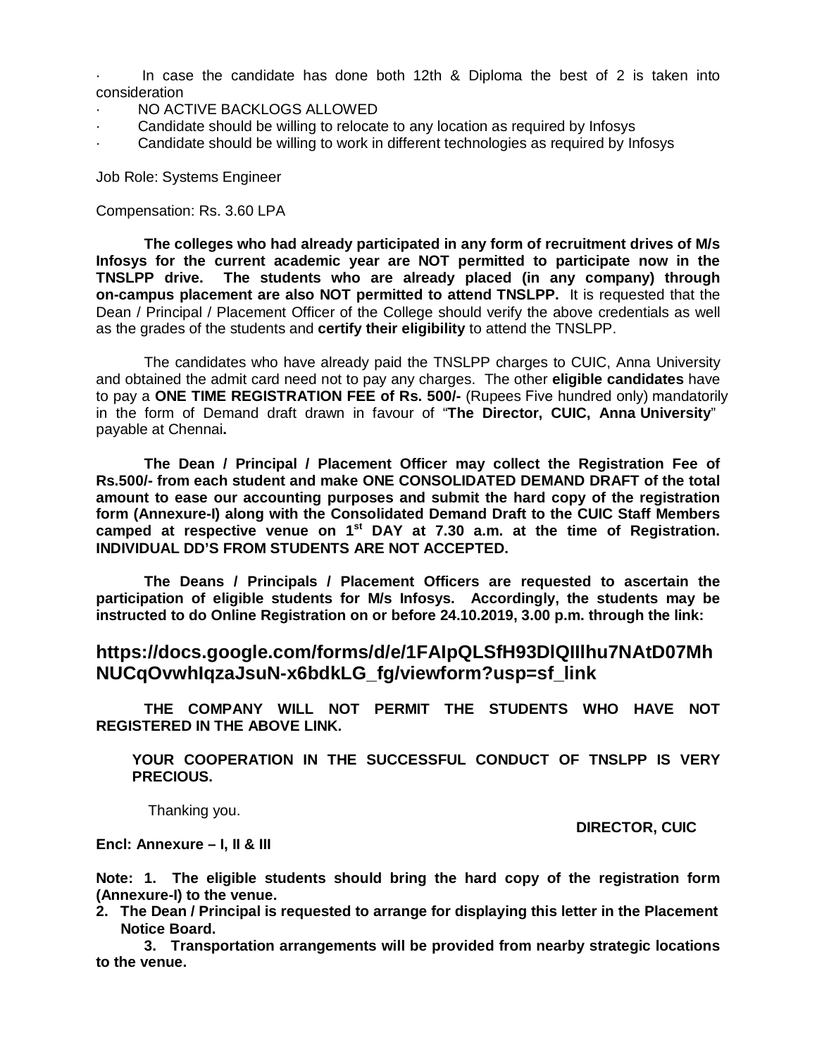- In case the candidate has done both 12th & Diploma the best of 2 is taken into consideration
- NO ACTIVE BACKLOGS ALLOWED
- Candidate should be willing to relocate to any location as required by Infosys
- Candidate should be willing to work in different technologies as required by Infosys

Job Role: Systems Engineer

Compensation: Rs. 3.60 LPA

**The colleges who had already participated in any form of recruitment drives of M/s Infosys for the current academic year are NOT permitted to participate now in the TNSLPP drive. The students who are already placed (in any company) through on-campus placement are also NOT permitted to attend TNSLPP.** It is requested that the Dean / Principal / Placement Officer of the College should verify the above credentials as well as the grades of the students and **certify their eligibility** to attend the TNSLPP.

The candidates who have already paid the TNSLPP charges to CUIC, Anna University and obtained the admit card need not to pay any charges. The other **eligible candidates** have to pay a **ONE TIME REGISTRATION FEE of Rs. 500/-** (Rupees Five hundred only) mandatorily in the form of Demand draft drawn in favour of "**The Director, CUIC, Anna University**" payable at Chennai**.**

**The Dean / Principal / Placement Officer may collect the Registration Fee of Rs.500/- from each student and make ONE CONSOLIDATED DEMAND DRAFT of the total amount to ease our accounting purposes and submit the hard copy of the registration form (Annexure-I) along with the Consolidated Demand Draft to the CUIC Staff Members camped at respective venue on 1st DAY at 7.30 a.m. at the time of Registration. INDIVIDUAL DD'S FROM STUDENTS ARE NOT ACCEPTED.**

**The Deans / Principals / Placement Officers are requested to ascertain the participation of eligible students for M/s Infosys. Accordingly, the students may be instructed to do Online Registration on or before 24.10.2019, 3.00 p.m. through the link:**

## https://docs.google.com/forms/d/e/1FAIpQLSfH93DlQIIlhu7NAtD07MhNUCqOvwhIqzaJsuN-x6bdkLG_fg/viewform?usp=sf_link

**THE COMPANY WILL NOT PERMIT THE STUDENTS WHO HAVE NOT REGISTERED IN THE ABOVE LINK.**

**YOUR COOPERATION IN THE SUCCESSFUL CONDUCT OF TNSLPP IS VERY PRECIOUS.**

Thanking you.

**DIRECTOR, CUIC**

**Encl: Annexure – I, II & III**

**Note: 1. The eligible students should bring the hard copy of the registration form (Annexure-I) to the venue.**

**2. The Dean / Principal is requested to arrange for displaying this letter in the Placement Notice Board.**

**3. Transportation arrangements will be provided from nearby strategic locations to the venue.**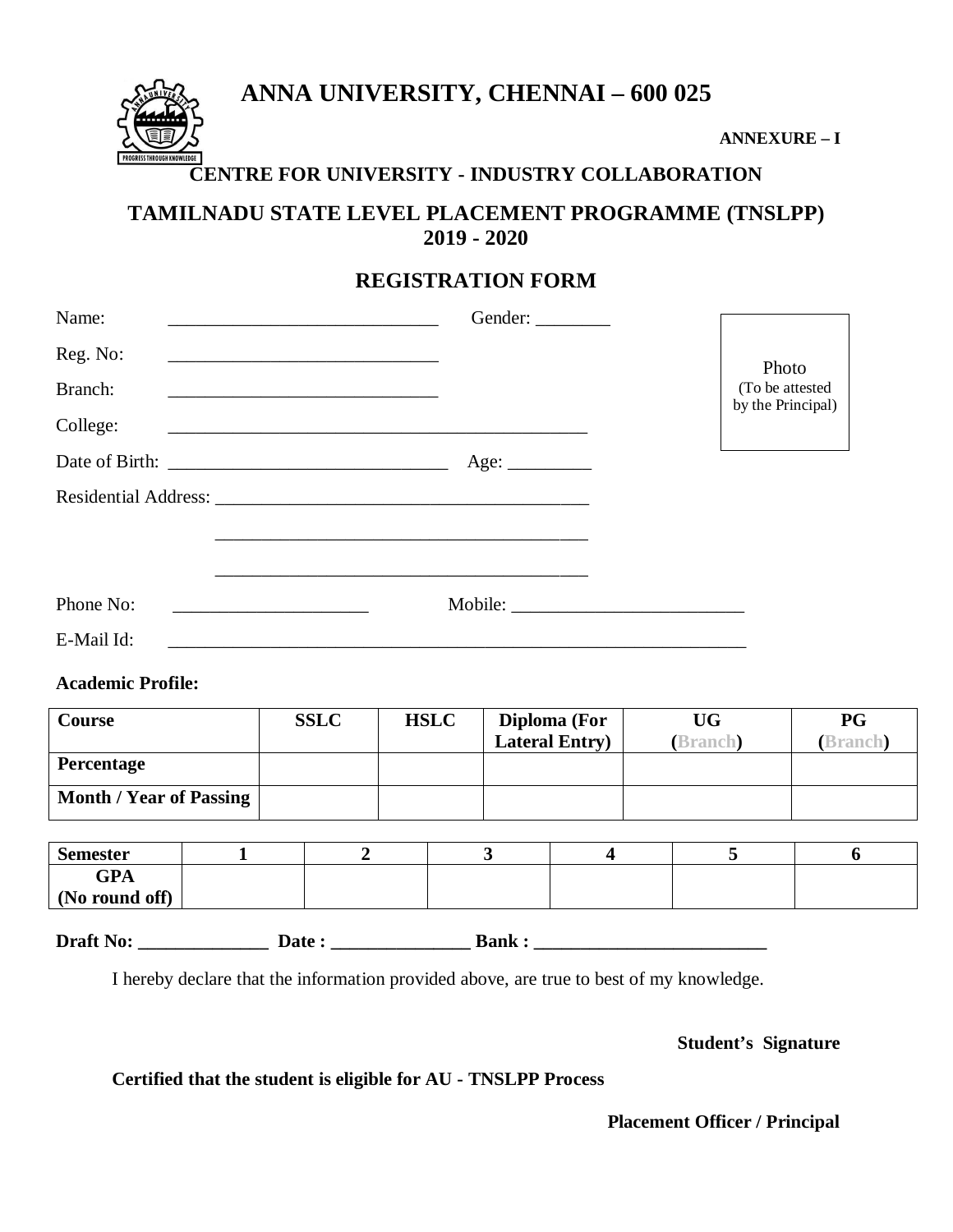# ANNA UNIVERSITY, CHENNAI – 600 025

**ANNEXURE – I**

## CENTRE FOR UNIVERSITY - INDUSTRY COLLABORATION

## TAMILNADU STATE LEVEL PLACEMENT PROGRAMME (TNSLPP) 2019 - 2020

## REGISTRATION FORM

Name: ______________________________ Gender: ________

Reg. No: ______________________________

Branch: ______________________________

College: ______________________________________________

Date of Birth: ______________________________ Age: _________

Residential Address: ________________________________________

________________________________________

________________________________________

Phone No: _____________________ Mobile: _________________________

E-Mail Id: ________________________________________________________________

Photo
(To be attested by the Principal)

**Academic Profile:**

| Course | SSLC | HSLC | Diploma (For Lateral Entry) | UG (Branch) | PG (Branch) |
|---|---|---|---|---|---|
| Percentage | | | | | |
| Month / Year of Passing | | | | | |

| Semester | 1 | 2 | 3 | 4 | 5 | 6 |
|---|---|---|---|---|---|---|
| GPA (No round off) | | | | | | |

**Draft No: ______________ Date : _______________ Bank : _________________________**

I hereby declare that the information provided above, are true to best of my knowledge.

**Student's Signature**

**Certified that the student is eligible for AU - TNSLPP Process**

**Placement Officer / Principal**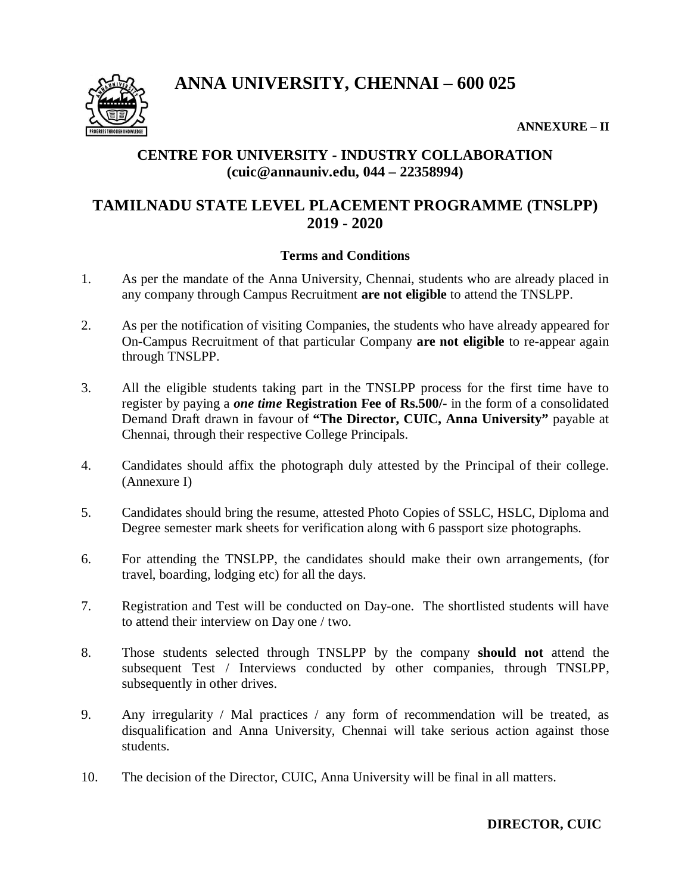# ANNA UNIVERSITY, CHENNAI – 600 025

**ANNEXURE – II**

## CENTRE FOR UNIVERSITY - INDUSTRY COLLABORATION
**(cuic@annauniv.edu, 044 – 22358994)**

## TAMILNADU STATE LEVEL PLACEMENT PROGRAMME (TNSLPP) 2019 - 2020

### Terms and Conditions

1. As per the mandate of the Anna University, Chennai, students who are already placed in any company through Campus Recruitment **are not eligible** to attend the TNSLPP.

2. As per the notification of visiting Companies, the students who have already appeared for On-Campus Recruitment of that particular Company **are not eligible** to re-appear again through TNSLPP.

3. All the eligible students taking part in the TNSLPP process for the first time have to register by paying a ***one time*** **Registration Fee of Rs.500/-** in the form of a consolidated Demand Draft drawn in favour of **"The Director, CUIC, Anna University"** payable at Chennai, through their respective College Principals.

4. Candidates should affix the photograph duly attested by the Principal of their college. (Annexure I)

5. Candidates should bring the resume, attested Photo Copies of SSLC, HSLC, Diploma and Degree semester mark sheets for verification along with 6 passport size photographs.

6. For attending the TNSLPP, the candidates should make their own arrangements, (for travel, boarding, lodging etc) for all the days.

7. Registration and Test will be conducted on Day-one. The shortlisted students will have to attend their interview on Day one / two.

8. Those students selected through TNSLPP by the company **should not** attend the subsequent Test / Interviews conducted by other companies, through TNSLPP, subsequently in other drives.

9. Any irregularity / Mal practices / any form of recommendation will be treated, as disqualification and Anna University, Chennai will take serious action against those students.

10. The decision of the Director, CUIC, Anna University will be final in all matters.

**DIRECTOR, CUIC**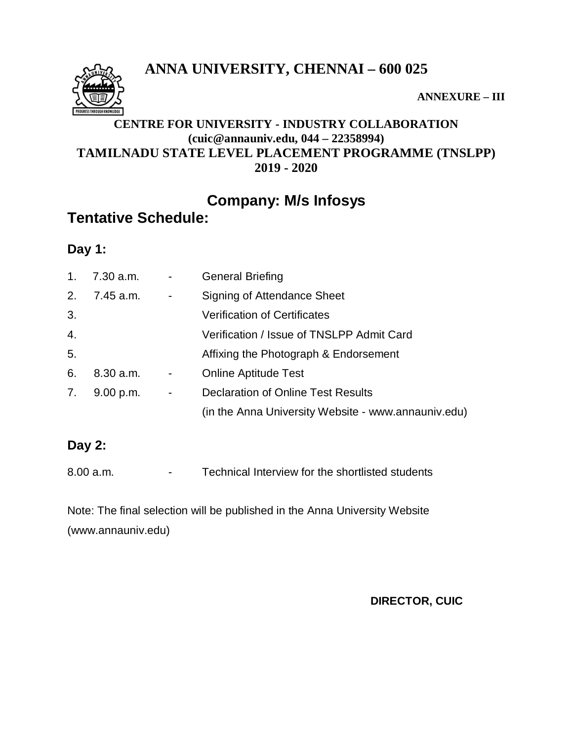# ANNA UNIVERSITY, CHENNAI – 600 025

**ANNEXURE – III**

**CENTRE FOR UNIVERSITY - INDUSTRY COLLABORATION**
**(cuic@annauniv.edu, 044 – 22358994)**
**TAMILNADU STATE LEVEL PLACEMENT PROGRAMME (TNSLPP)**
**2019 - 2020**

## Company: M/s Infosys

## Tentative Schedule:

### Day 1:

1. 7.30 a.m. - General Briefing
2. 7.45 a.m. - Signing of Attendance Sheet
3. Verification of Certificates
4. Verification / Issue of TNSLPP Admit Card
5. Affixing the Photograph & Endorsement
6. 8.30 a.m. - Online Aptitude Test
7. 9.00 p.m. - Declaration of Online Test Results
   (in the Anna University Website - www.annauniv.edu)

### Day 2:

8.00 a.m. - Technical Interview for the shortlisted students

Note: The final selection will be published in the Anna University Website (www.annauniv.edu)

**DIRECTOR, CUIC**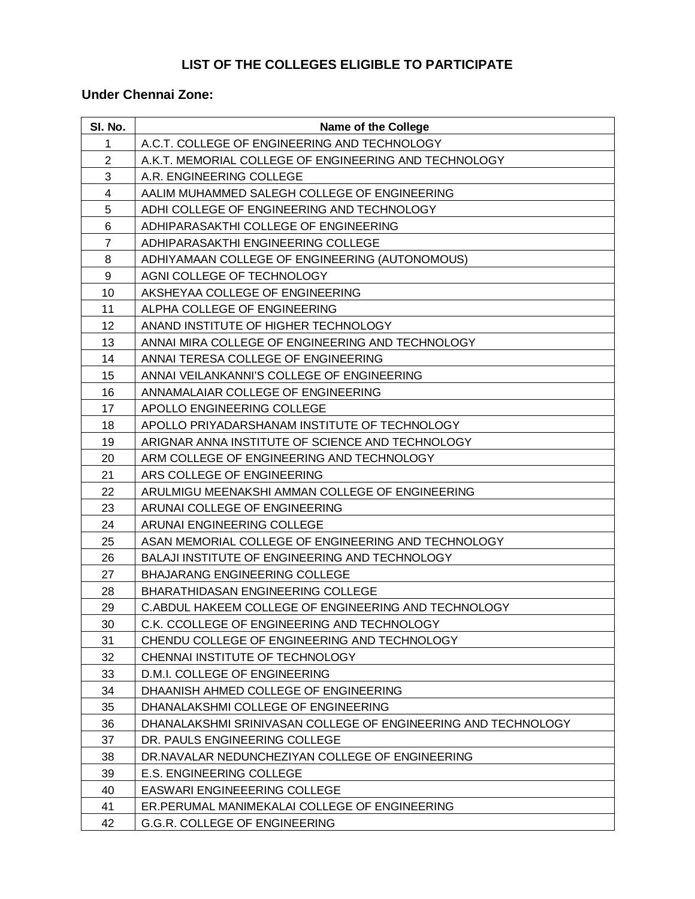## LIST OF THE COLLEGES ELIGIBLE TO PARTICIPATE

### Under Chennai Zone:

| Sl. No. | Name of the College |
|---|---|
| 1 | A.C.T. COLLEGE OF ENGINEERING AND TECHNOLOGY |
| 2 | A.K.T. MEMORIAL COLLEGE OF ENGINEERING AND TECHNOLOGY |
| 3 | A.R. ENGINEERING COLLEGE |
| 4 | AALIM MUHAMMED SALEGH COLLEGE OF ENGINEERING |
| 5 | ADHI COLLEGE OF ENGINEERING AND TECHNOLOGY |
| 6 | ADHIPARASAKTHI COLLEGE OF ENGINEERING |
| 7 | ADHIPARASAKTHI ENGINEERING COLLEGE |
| 8 | ADHIYAMAAN COLLEGE OF ENGINEERING (AUTONOMOUS) |
| 9 | AGNI COLLEGE OF TECHNOLOGY |
| 10 | AKSHEYAA COLLEGE OF ENGINEERING |
| 11 | ALPHA COLLEGE OF ENGINEERING |
| 12 | ANAND INSTITUTE OF HIGHER TECHNOLOGY |
| 13 | ANNAI MIRA COLLEGE OF ENGINEERING AND TECHNOLOGY |
| 14 | ANNAI TERESA COLLEGE OF ENGINEERING |
| 15 | ANNAI VEILANKANNI'S COLLEGE OF ENGINEERING |
| 16 | ANNAMALAIAR COLLEGE OF ENGINEERING |
| 17 | APOLLO ENGINEERING COLLEGE |
| 18 | APOLLO PRIYADARSHANAM INSTITUTE OF TECHNOLOGY |
| 19 | ARIGNAR ANNA INSTITUTE OF SCIENCE AND TECHNOLOGY |
| 20 | ARM COLLEGE OF ENGINEERING AND TECHNOLOGY |
| 21 | ARS COLLEGE OF ENGINEERING |
| 22 | ARULMIGU MEENAKSHI AMMAN COLLEGE OF ENGINEERING |
| 23 | ARUNAI COLLEGE OF ENGINEERING |
| 24 | ARUNAI ENGINEERING COLLEGE |
| 25 | ASAN MEMORIAL COLLEGE OF ENGINEERING AND TECHNOLOGY |
| 26 | BALAJI INSTITUTE OF ENGINEERING AND TECHNOLOGY |
| 27 | BHAJARANG ENGINEERING COLLEGE |
| 28 | BHARATHIDASAN ENGINEERING COLLEGE |
| 29 | C.ABDUL HAKEEM COLLEGE OF ENGINEERING AND TECHNOLOGY |
| 30 | C.K. CCOLLEGE OF ENGINEERING AND TECHNOLOGY |
| 31 | CHENDU COLLEGE OF ENGINEERING AND TECHNOLOGY |
| 32 | CHENNAI INSTITUTE OF TECHNOLOGY |
| 33 | D.M.I. COLLEGE OF ENGINEERING |
| 34 | DHAANISH AHMED COLLEGE OF ENGINEERING |
| 35 | DHANALAKSHMI COLLEGE OF ENGINEERING |
| 36 | DHANALAKSHMI SRINIVASAN COLLEGE OF ENGINEERING AND TECHNOLOGY |
| 37 | DR. PAULS ENGINEERING COLLEGE |
| 38 | DR.NAVALAR NEDUNCHEZIYAN COLLEGE OF ENGINEERING |
| 39 | E.S. ENGINEERING COLLEGE |
| 40 | EASWARI ENGINEEERING COLLEGE |
| 41 | ER.PERUMAL MANIMEKALAI COLLEGE OF ENGINEERING |
| 42 | G.G.R. COLLEGE OF ENGINEERING |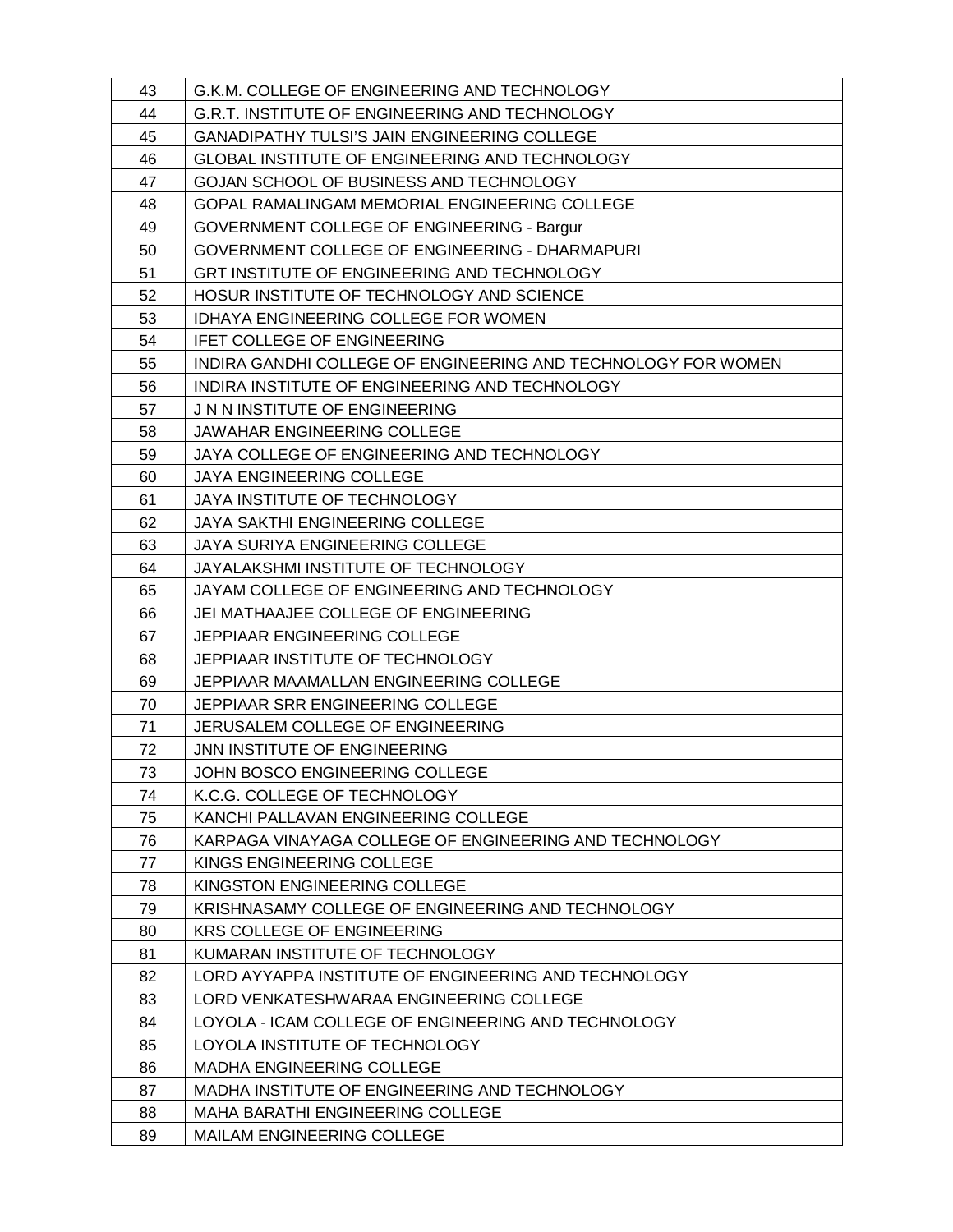| 43 | G.K.M. COLLEGE OF ENGINEERING AND TECHNOLOGY |
|---|---|
| 44 | G.R.T. INSTITUTE OF ENGINEERING AND TECHNOLOGY |
| 45 | GANADIPATHY TULSI'S JAIN ENGINEERING COLLEGE |
| 46 | GLOBAL INSTITUTE OF ENGINEERING AND TECHNOLOGY |
| 47 | GOJAN SCHOOL OF BUSINESS AND TECHNOLOGY |
| 48 | GOPAL RAMALINGAM MEMORIAL ENGINEERING COLLEGE |
| 49 | GOVERNMENT COLLEGE OF ENGINEERING - Bargur |
| 50 | GOVERNMENT COLLEGE OF ENGINEERING - DHARMAPURI |
| 51 | GRT INSTITUTE OF ENGINEERING AND TECHNOLOGY |
| 52 | HOSUR INSTITUTE OF TECHNOLOGY AND SCIENCE |
| 53 | IDHAYA ENGINEERING COLLEGE FOR WOMEN |
| 54 | IFET COLLEGE OF ENGINEERING |
| 55 | INDIRA GANDHI COLLEGE OF ENGINEERING AND TECHNOLOGY FOR WOMEN |
| 56 | INDIRA INSTITUTE OF ENGINEERING AND TECHNOLOGY |
| 57 | J N N INSTITUTE OF ENGINEERING |
| 58 | JAWAHAR ENGINEERING COLLEGE |
| 59 | JAYA COLLEGE OF ENGINEERING AND TECHNOLOGY |
| 60 | JAYA ENGINEERING COLLEGE |
| 61 | JAYA INSTITUTE OF TECHNOLOGY |
| 62 | JAYA SAKTHI ENGINEERING COLLEGE |
| 63 | JAYA SURIYA ENGINEERING COLLEGE |
| 64 | JAYALAKSHMI INSTITUTE OF TECHNOLOGY |
| 65 | JAYAM COLLEGE OF ENGINEERING AND TECHNOLOGY |
| 66 | JEI MATHAAJEE COLLEGE OF ENGINEERING |
| 67 | JEPPIAAR ENGINEERING COLLEGE |
| 68 | JEPPIAAR INSTITUTE OF TECHNOLOGY |
| 69 | JEPPIAAR MAAMALLAN ENGINEERING COLLEGE |
| 70 | JEPPIAAR SRR ENGINEERING COLLEGE |
| 71 | JERUSALEM COLLEGE OF ENGINEERING |
| 72 | JNN INSTITUTE OF ENGINEERING |
| 73 | JOHN BOSCO ENGINEERING COLLEGE |
| 74 | K.C.G. COLLEGE OF TECHNOLOGY |
| 75 | KANCHI PALLAVAN ENGINEERING COLLEGE |
| 76 | KARPAGA VINAYAGA COLLEGE OF ENGINEERING AND TECHNOLOGY |
| 77 | KINGS ENGINEERING COLLEGE |
| 78 | KINGSTON ENGINEERING COLLEGE |
| 79 | KRISHNASAMY COLLEGE OF ENGINEERING AND TECHNOLOGY |
| 80 | KRS COLLEGE OF ENGINEERING |
| 81 | KUMARAN INSTITUTE OF TECHNOLOGY |
| 82 | LORD AYYAPPA INSTITUTE OF ENGINEERING AND TECHNOLOGY |
| 83 | LORD VENKATESHWARAA ENGINEERING COLLEGE |
| 84 | LOYOLA - ICAM COLLEGE OF ENGINEERING AND TECHNOLOGY |
| 85 | LOYOLA INSTITUTE OF TECHNOLOGY |
| 86 | MADHA ENGINEERING COLLEGE |
| 87 | MADHA INSTITUTE OF ENGINEERING AND TECHNOLOGY |
| 88 | MAHA BARATHI ENGINEERING COLLEGE |
| 89 | MAILAM ENGINEERING COLLEGE |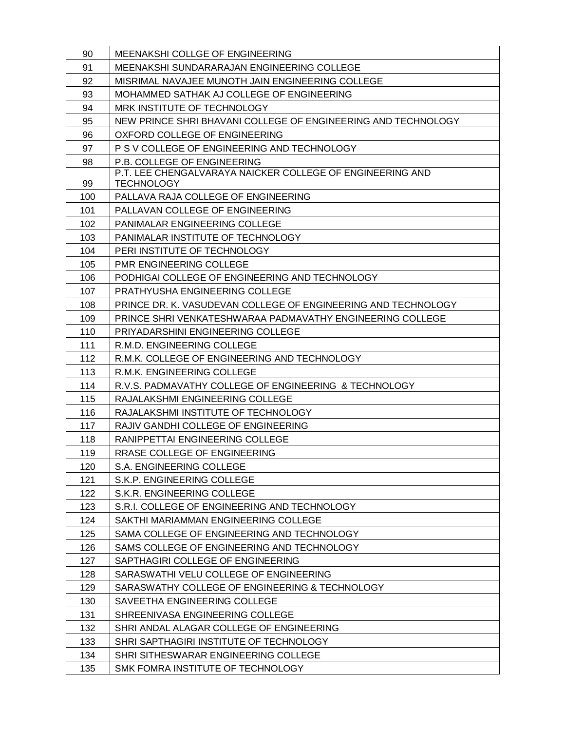| | |
|---|---|
| 90 | MEENAKSHI COLLGE OF ENGINEERING |
| 91 | MEENAKSHI SUNDARARAJAN ENGINEERING COLLEGE |
| 92 | MISRIMAL NAVAJEE MUNOTH JAIN ENGINEERING COLLEGE |
| 93 | MOHAMMED SATHAK AJ COLLEGE OF ENGINEERING |
| 94 | MRK INSTITUTE OF TECHNOLOGY |
| 95 | NEW PRINCE SHRI BHAVANI COLLEGE OF ENGINEERING AND TECHNOLOGY |
| 96 | OXFORD COLLEGE OF ENGINEERING |
| 97 | P S V COLLEGE OF ENGINEERING AND TECHNOLOGY |
| 98 | P.B. COLLEGE OF ENGINEERING |
| 99 | P.T. LEE CHENGALVARAYA NAICKER COLLEGE OF ENGINEERING AND TECHNOLOGY |
| 100 | PALLAVA RAJA COLLEGE OF ENGINEERING |
| 101 | PALLAVAN COLLEGE OF ENGINEERING |
| 102 | PANIMALAR ENGINEERING COLLEGE |
| 103 | PANIMALAR INSTITUTE OF TECHNOLOGY |
| 104 | PERI INSTITUTE OF TECHNOLOGY |
| 105 | PMR ENGINEERING COLLEGE |
| 106 | PODHIGAI COLLEGE OF ENGINEERING AND TECHNOLOGY |
| 107 | PRATHYUSHA ENGINEERING COLLEGE |
| 108 | PRINCE DR. K. VASUDEVAN COLLEGE OF ENGINEERING AND TECHNOLOGY |
| 109 | PRINCE SHRI VENKATESHWARAA PADMAVATHY ENGINEERING COLLEGE |
| 110 | PRIYADARSHINI ENGINEERING COLLEGE |
| 111 | R.M.D. ENGINEERING COLLEGE |
| 112 | R.M.K. COLLEGE OF ENGINEERING AND TECHNOLOGY |
| 113 | R.M.K. ENGINEERING COLLEGE |
| 114 | R.V.S. PADMAVATHY COLLEGE OF ENGINEERING & TECHNOLOGY |
| 115 | RAJALAKSHMI ENGINEERING COLLEGE |
| 116 | RAJALAKSHMI INSTITUTE OF TECHNOLOGY |
| 117 | RAJIV GANDHI COLLEGE OF ENGINEERING |
| 118 | RANIPPETTAI ENGINEERING COLLEGE |
| 119 | RRASE COLLEGE OF ENGINEERING |
| 120 | S.A. ENGINEERING COLLEGE |
| 121 | S.K.P. ENGINEERING COLLEGE |
| 122 | S.K.R. ENGINEERING COLLEGE |
| 123 | S.R.I. COLLEGE OF ENGINEERING AND TECHNOLOGY |
| 124 | SAKTHI MARIAMMAN ENGINEERING COLLEGE |
| 125 | SAMA COLLEGE OF ENGINEERING AND TECHNOLOGY |
| 126 | SAMS COLLEGE OF ENGINEERING AND TECHNOLOGY |
| 127 | SAPTHAGIRI COLLEGE OF ENGINEERING |
| 128 | SARASWATHI VELU COLLEGE OF ENGINEERING |
| 129 | SARASWATHY COLLEGE OF ENGINEERING & TECHNOLOGY |
| 130 | SAVEETHA ENGINEERING COLLEGE |
| 131 | SHREENIVASA ENGINEERING COLLEGE |
| 132 | SHRI ANDAL ALAGAR COLLEGE OF ENGINEERING |
| 133 | SHRI SAPTHAGIRI INSTITUTE OF TECHNOLOGY |
| 134 | SHRI SITHESWARAR ENGINEERING COLLEGE |
| 135 | SMK FOMRA INSTITUTE OF TECHNOLOGY |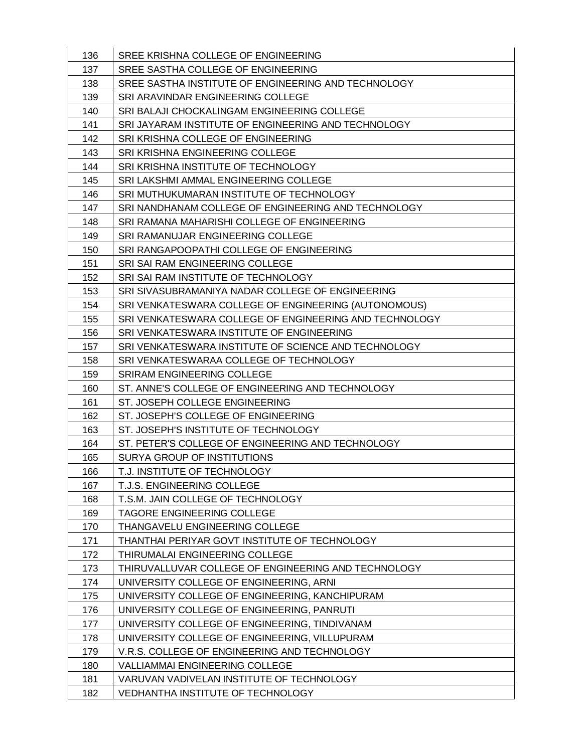| 136 | SREE KRISHNA COLLEGE OF ENGINEERING |
|---|---|
| 137 | SREE SASTHA COLLEGE OF ENGINEERING |
| 138 | SREE SASTHA INSTITUTE OF ENGINEERING AND TECHNOLOGY |
| 139 | SRI ARAVINDAR ENGINEERING COLLEGE |
| 140 | SRI BALAJI CHOCKALINGAM ENGINEERING COLLEGE |
| 141 | SRI JAYARAM INSTITUTE OF ENGINEERING AND TECHNOLOGY |
| 142 | SRI KRISHNA COLLEGE OF ENGINEERING |
| 143 | SRI KRISHNA ENGINEERING COLLEGE |
| 144 | SRI KRISHNA INSTITUTE OF TECHNOLOGY |
| 145 | SRI LAKSHMI AMMAL ENGINEERING COLLEGE |
| 146 | SRI MUTHUKUMARAN INSTITUTE OF TECHNOLOGY |
| 147 | SRI NANDHANAM COLLEGE OF ENGINEERING AND TECHNOLOGY |
| 148 | SRI RAMANA MAHARISHI COLLEGE OF ENGINEERING |
| 149 | SRI RAMANUJAR ENGINEERING COLLEGE |
| 150 | SRI RANGAPOOPATHI COLLEGE OF ENGINEERING |
| 151 | SRI SAI RAM ENGINEERING COLLEGE |
| 152 | SRI SAI RAM INSTITUTE OF TECHNOLOGY |
| 153 | SRI SIVASUBRAMANIYA NADAR COLLEGE OF ENGINEERING |
| 154 | SRI VENKATESWARA COLLEGE OF ENGINEERING (AUTONOMOUS) |
| 155 | SRI VENKATESWARA COLLEGE OF ENGINEERING AND TECHNOLOGY |
| 156 | SRI VENKATESWARA INSTITUTE OF ENGINEERING |
| 157 | SRI VENKATESWARA INSTITUTE OF SCIENCE AND TECHNOLOGY |
| 158 | SRI VENKATESWARAA COLLEGE OF TECHNOLOGY |
| 159 | SRIRAM ENGINEERING COLLEGE |
| 160 | ST. ANNE'S COLLEGE OF ENGINEERING AND TECHNOLOGY |
| 161 | ST. JOSEPH COLLEGE ENGINEERING |
| 162 | ST. JOSEPH'S COLLEGE OF ENGINEERING |
| 163 | ST. JOSEPH'S INSTITUTE OF TECHNOLOGY |
| 164 | ST. PETER'S COLLEGE OF ENGINEERING AND TECHNOLOGY |
| 165 | SURYA GROUP OF INSTITUTIONS |
| 166 | T.J. INSTITUTE OF TECHNOLOGY |
| 167 | T.J.S. ENGINEERING COLLEGE |
| 168 | T.S.M. JAIN COLLEGE OF TECHNOLOGY |
| 169 | TAGORE ENGINEERING COLLEGE |
| 170 | THANGAVELU ENGINEERING COLLEGE |
| 171 | THANTHAI PERIYAR GOVT INSTITUTE OF TECHNOLOGY |
| 172 | THIRUMALAI ENGINEERING COLLEGE |
| 173 | THIRUVALLUVAR COLLEGE OF ENGINEERING AND TECHNOLOGY |
| 174 | UNIVERSITY COLLEGE OF ENGINEERING, ARNI |
| 175 | UNIVERSITY COLLEGE OF ENGINEERING, KANCHIPURAM |
| 176 | UNIVERSITY COLLEGE OF ENGINEERING, PANRUTI |
| 177 | UNIVERSITY COLLEGE OF ENGINEERING, TINDIVANAM |
| 178 | UNIVERSITY COLLEGE OF ENGINEERING, VILLUPURAM |
| 179 | V.R.S. COLLEGE OF ENGINEERING AND TECHNOLOGY |
| 180 | VALLIAMMAI ENGINEERING COLLEGE |
| 181 | VARUVAN VADIVELAN INSTITUTE OF TECHNOLOGY |
| 182 | VEDHANTHA INSTITUTE OF TECHNOLOGY |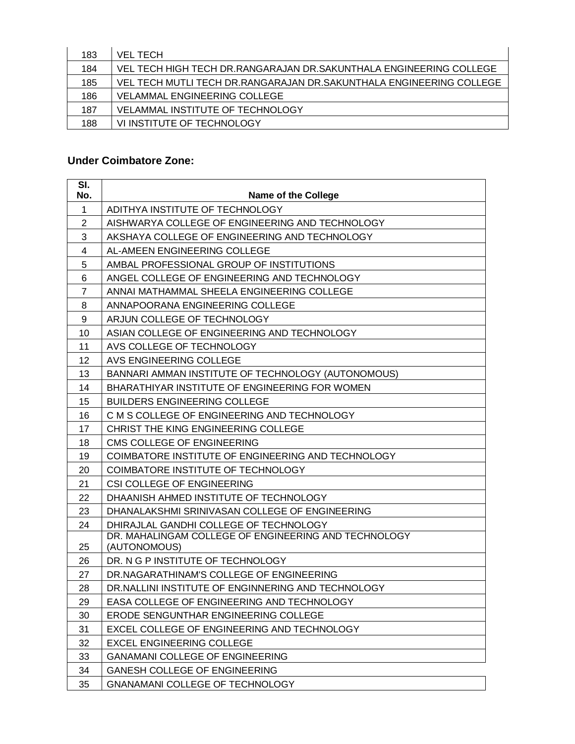| 183 | VEL TECH |
|---|---|
| 184 | VEL TECH HIGH TECH DR.RANGARAJAN DR.SAKUNTHALA ENGINEERING COLLEGE |
| 185 | VEL TECH MUTLI TECH DR.RANGARAJAN DR.SAKUNTHALA ENGINEERING COLLEGE |
| 186 | VELAMMAL ENGINEERING COLLEGE |
| 187 | VELAMMAL INSTITUTE OF TECHNOLOGY |
| 188 | VI INSTITUTE OF TECHNOLOGY |

**Under Coimbatore Zone:**

| Sl. No. | Name of the College |
|---|---|
| 1 | ADITHYA INSTITUTE OF TECHNOLOGY |
| 2 | AISHWARYA COLLEGE OF ENGINEERING AND TECHNOLOGY |
| 3 | AKSHAYA COLLEGE OF ENGINEERING AND TECHNOLOGY |
| 4 | AL-AMEEN ENGINEERING COLLEGE |
| 5 | AMBAL PROFESSIONAL GROUP OF INSTITUTIONS |
| 6 | ANGEL COLLEGE OF ENGINEERING AND TECHNOLOGY |
| 7 | ANNAI MATHAMMAL SHEELA ENGINEERING COLLEGE |
| 8 | ANNAPOORANA ENGINEERING COLLEGE |
| 9 | ARJUN COLLEGE OF TECHNOLOGY |
| 10 | ASIAN COLLEGE OF ENGINEERING AND TECHNOLOGY |
| 11 | AVS COLLEGE OF TECHNOLOGY |
| 12 | AVS ENGINEERING COLLEGE |
| 13 | BANNARI AMMAN INSTITUTE OF TECHNOLOGY (AUTONOMOUS) |
| 14 | BHARATHIYAR INSTITUTE OF ENGINEERING FOR WOMEN |
| 15 | BUILDERS ENGINEERING COLLEGE |
| 16 | C M S COLLEGE OF ENGINEERING AND TECHNOLOGY |
| 17 | CHRIST THE KING ENGINEERING COLLEGE |
| 18 | CMS COLLEGE OF ENGINEERING |
| 19 | COIMBATORE INSTITUTE OF ENGINEERING AND TECHNOLOGY |
| 20 | COIMBATORE INSTITUTE OF TECHNOLOGY |
| 21 | CSI COLLEGE OF ENGINEERING |
| 22 | DHAANISH AHMED INSTITUTE OF TECHNOLOGY |
| 23 | DHANALAKSHMI SRINIVASAN COLLEGE OF ENGINEERING |
| 24 | DHIRAJLAL GANDHI COLLEGE OF TECHNOLOGY |
| 25 | DR. MAHALINGAM COLLEGE OF ENGINEERING AND TECHNOLOGY (AUTONOMOUS) |
| 26 | DR. N G P INSTITUTE OF TECHNOLOGY |
| 27 | DR.NAGARATHINAM'S COLLEGE OF ENGINEERING |
| 28 | DR.NALLINI INSTITUTE OF ENGINNERING AND TECHNOLOGY |
| 29 | EASA COLLEGE OF ENGINEERING AND TECHNOLOGY |
| 30 | ERODE SENGUNTHAR ENGINEERING COLLEGE |
| 31 | EXCEL COLLEGE OF ENGINEERING AND TECHNOLOGY |
| 32 | EXCEL ENGINEERING COLLEGE |
| 33 | GANAMANI COLLEGE OF ENGINEERING |
| 34 | GANESH COLLEGE OF ENGINEERING |
| 35 | GNANAMANI COLLEGE OF TECHNOLOGY |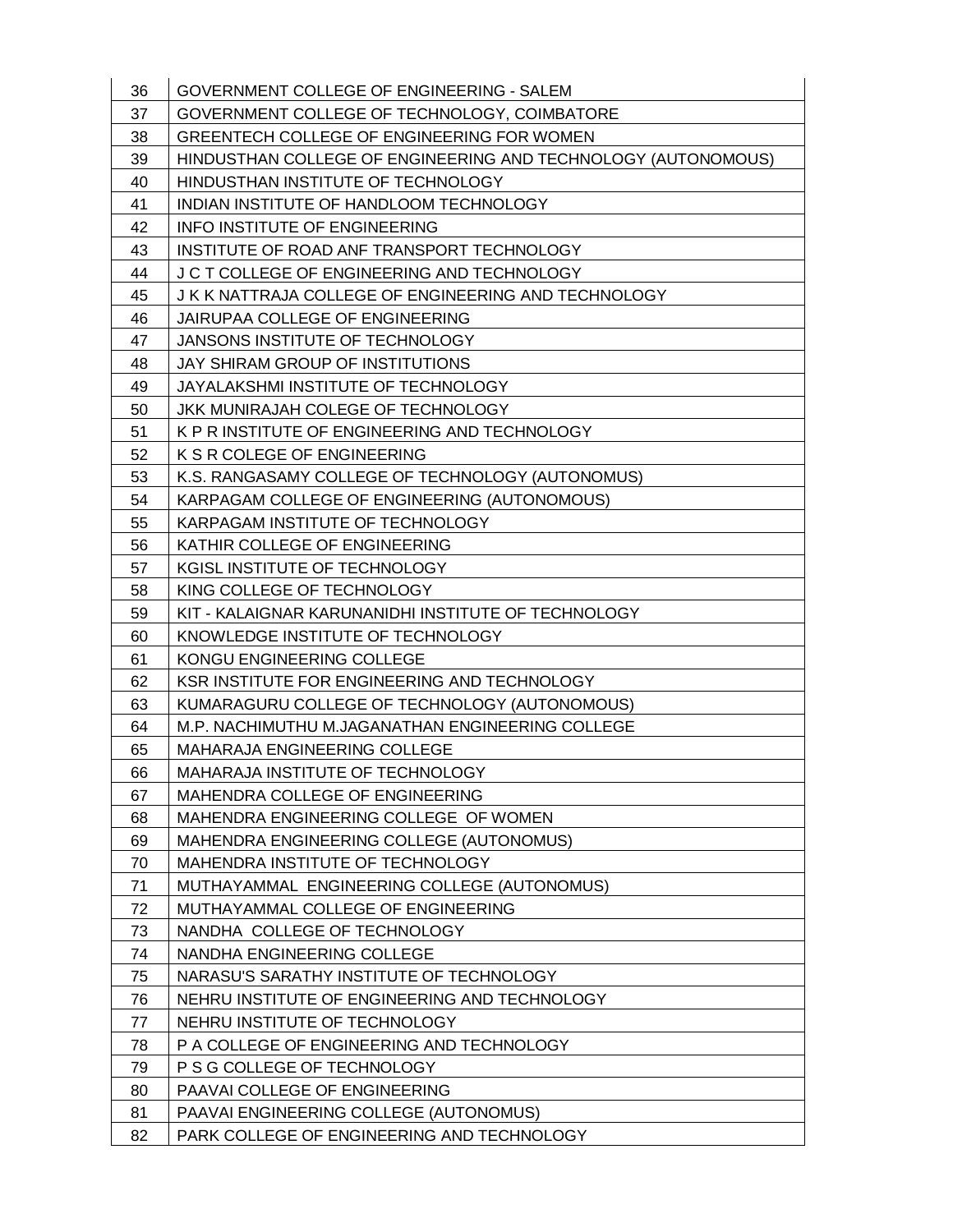| 36 | GOVERNMENT COLLEGE OF ENGINEERING - SALEM |
|---|---|
| 37 | GOVERNMENT COLLEGE OF TECHNOLOGY, COIMBATORE |
| 38 | GREENTECH COLLEGE OF ENGINEERING FOR WOMEN |
| 39 | HINDUSTHAN COLLEGE OF ENGINEERING AND TECHNOLOGY (AUTONOMOUS) |
| 40 | HINDUSTHAN INSTITUTE OF TECHNOLOGY |
| 41 | INDIAN INSTITUTE OF HANDLOOM TECHNOLOGY |
| 42 | INFO INSTITUTE OF ENGINEERING |
| 43 | INSTITUTE OF ROAD ANF TRANSPORT TECHNOLOGY |
| 44 | J C T COLLEGE OF ENGINEERING AND TECHNOLOGY |
| 45 | J K K NATTRAJA COLLEGE OF ENGINEERING AND TECHNOLOGY |
| 46 | JAIRUPAA COLLEGE OF ENGINEERING |
| 47 | JANSONS INSTITUTE OF TECHNOLOGY |
| 48 | JAY SHIRAM GROUP OF INSTITUTIONS |
| 49 | JAYALAKSHMI INSTITUTE OF TECHNOLOGY |
| 50 | JKK MUNIRAJAH COLEGE OF TECHNOLOGY |
| 51 | K P R INSTITUTE OF ENGINEERING AND TECHNOLOGY |
| 52 | K S R COLEGE OF ENGINEERING |
| 53 | K.S. RANGASAMY COLLEGE OF TECHNOLOGY (AUTONOMUS) |
| 54 | KARPAGAM COLLEGE OF ENGINEERING (AUTONOMOUS) |
| 55 | KARPAGAM INSTITUTE OF TECHNOLOGY |
| 56 | KATHIR COLLEGE OF ENGINEERING |
| 57 | KGISL INSTITUTE OF TECHNOLOGY |
| 58 | KING COLLEGE OF TECHNOLOGY |
| 59 | KIT - KALAIGNAR KARUNANIDHI INSTITUTE OF TECHNOLOGY |
| 60 | KNOWLEDGE INSTITUTE OF TECHNOLOGY |
| 61 | KONGU ENGINEERING COLLEGE |
| 62 | KSR INSTITUTE FOR ENGINEERING AND TECHNOLOGY |
| 63 | KUMARAGURU COLLEGE OF TECHNOLOGY (AUTONOMOUS) |
| 64 | M.P. NACHIMUTHU M.JAGANATHAN ENGINEERING COLLEGE |
| 65 | MAHARAJA ENGINEERING COLLEGE |
| 66 | MAHARAJA INSTITUTE OF TECHNOLOGY |
| 67 | MAHENDRA COLLEGE OF ENGINEERING |
| 68 | MAHENDRA ENGINEERING COLLEGE OF WOMEN |
| 69 | MAHENDRA ENGINEERING COLLEGE (AUTONOMUS) |
| 70 | MAHENDRA INSTITUTE OF TECHNOLOGY |
| 71 | MUTHAYAMMAL ENGINEERING COLLEGE (AUTONOMUS) |
| 72 | MUTHAYAMMAL COLLEGE OF ENGINEERING |
| 73 | NANDHA COLLEGE OF TECHNOLOGY |
| 74 | NANDHA ENGINEERING COLLEGE |
| 75 | NARASU'S SARATHY INSTITUTE OF TECHNOLOGY |
| 76 | NEHRU INSTITUTE OF ENGINEERING AND TECHNOLOGY |
| 77 | NEHRU INSTITUTE OF TECHNOLOGY |
| 78 | P A COLLEGE OF ENGINEERING AND TECHNOLOGY |
| 79 | P S G COLLEGE OF TECHNOLOGY |
| 80 | PAAVAI COLLEGE OF ENGINEERING |
| 81 | PAAVAI ENGINEERING COLLEGE (AUTONOMUS) |
| 82 | PARK COLLEGE OF ENGINEERING AND TECHNOLOGY |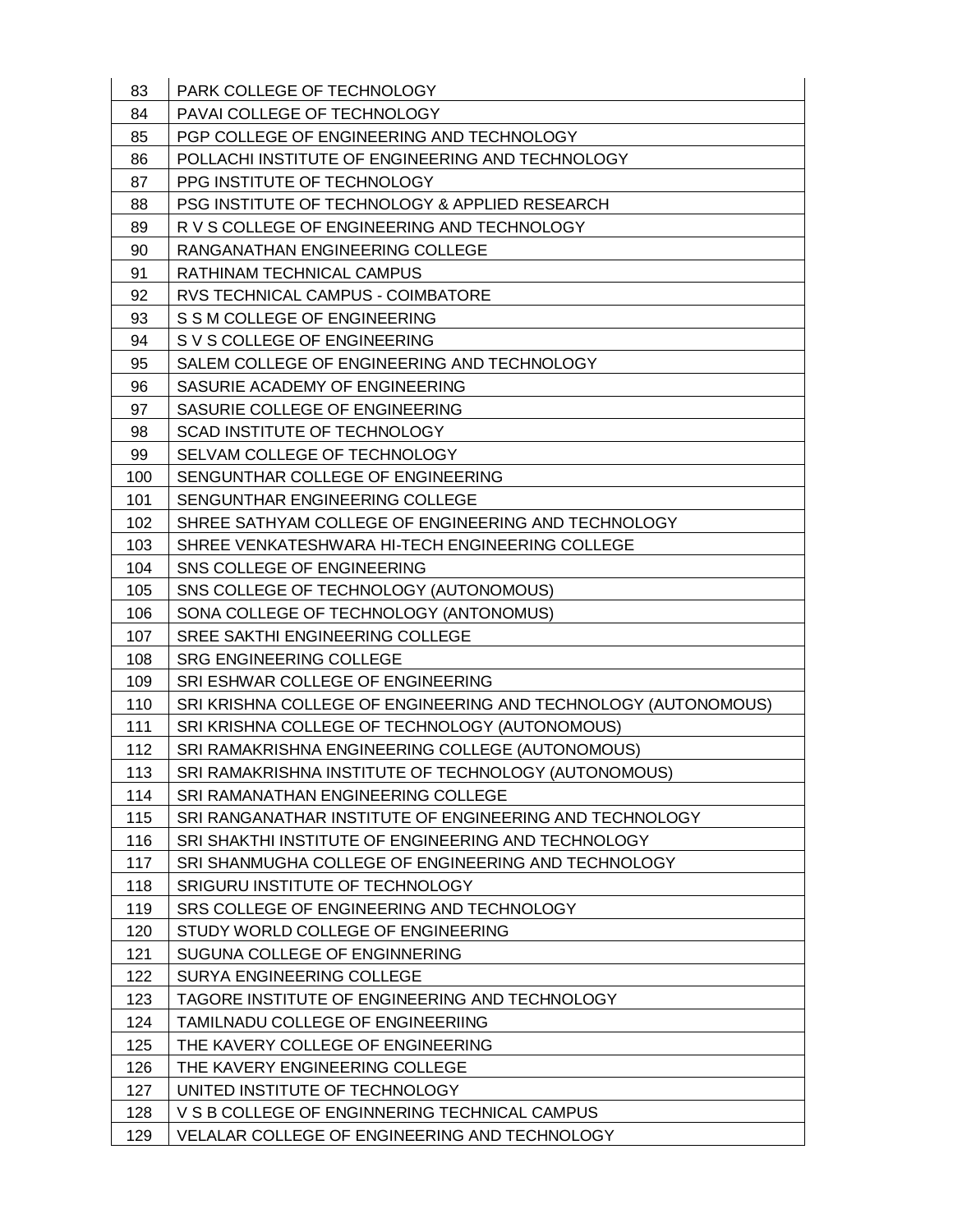| | |
|---|---|
| 83 | PARK COLLEGE OF TECHNOLOGY |
| 84 | PAVAI COLLEGE OF TECHNOLOGY |
| 85 | PGP COLLEGE OF ENGINEERING AND TECHNOLOGY |
| 86 | POLLACHI INSTITUTE OF ENGINEERING AND TECHNOLOGY |
| 87 | PPG INSTITUTE OF TECHNOLOGY |
| 88 | PSG INSTITUTE OF TECHNOLOGY & APPLIED RESEARCH |
| 89 | R V S COLLEGE OF ENGINEERING AND TECHNOLOGY |
| 90 | RANGANATHAN ENGINEERING COLLEGE |
| 91 | RATHINAM TECHNICAL CAMPUS |
| 92 | RVS TECHNICAL CAMPUS - COIMBATORE |
| 93 | S S M COLLEGE OF ENGINEERING |
| 94 | S V S COLLEGE OF ENGINEERING |
| 95 | SALEM COLLEGE OF ENGINEERING AND TECHNOLOGY |
| 96 | SASURIE ACADEMY OF ENGINEERING |
| 97 | SASURIE COLLEGE OF ENGINEERING |
| 98 | SCAD INSTITUTE OF TECHNOLOGY |
| 99 | SELVAM COLLEGE OF TECHNOLOGY |
| 100 | SENGUNTHAR COLLEGE OF ENGINEERING |
| 101 | SENGUNTHAR ENGINEERING COLLEGE |
| 102 | SHREE SATHYAM COLLEGE OF ENGINEERING AND TECHNOLOGY |
| 103 | SHREE VENKATESHWARA HI-TECH ENGINEERING COLLEGE |
| 104 | SNS COLLEGE OF ENGINEERING |
| 105 | SNS COLLEGE OF TECHNOLOGY (AUTONOMOUS) |
| 106 | SONA COLLEGE OF TECHNOLOGY (ANTONOMUS) |
| 107 | SREE SAKTHI ENGINEERING COLLEGE |
| 108 | SRG ENGINEERING COLLEGE |
| 109 | SRI ESHWAR COLLEGE OF ENGINEERING |
| 110 | SRI KRISHNA COLLEGE OF ENGINEERING AND TECHNOLOGY (AUTONOMOUS) |
| 111 | SRI KRISHNA COLLEGE OF TECHNOLOGY (AUTONOMOUS) |
| 112 | SRI RAMAKRISHNA ENGINEERING COLLEGE (AUTONOMOUS) |
| 113 | SRI RAMAKRISHNA INSTITUTE OF TECHNOLOGY (AUTONOMOUS) |
| 114 | SRI RAMANATHAN ENGINEERING COLLEGE |
| 115 | SRI RANGANATHAR INSTITUTE OF ENGINEERING AND TECHNOLOGY |
| 116 | SRI SHAKTHI INSTITUTE OF ENGINEERING AND TECHNOLOGY |
| 117 | SRI SHANMUGHA COLLEGE OF ENGINEERING AND TECHNOLOGY |
| 118 | SRIGURU INSTITUTE OF TECHNOLOGY |
| 119 | SRS COLLEGE OF ENGINEERING AND TECHNOLOGY |
| 120 | STUDY WORLD COLLEGE OF ENGINEERING |
| 121 | SUGUNA COLLEGE OF ENGINNERING |
| 122 | SURYA ENGINEERING COLLEGE |
| 123 | TAGORE INSTITUTE OF ENGINEERING AND TECHNOLOGY |
| 124 | TAMILNADU COLLEGE OF ENGINEERIING |
| 125 | THE KAVERY COLLEGE OF ENGINEERING |
| 126 | THE KAVERY ENGINEERING COLLEGE |
| 127 | UNITED INSTITUTE OF TECHNOLOGY |
| 128 | V S B COLLEGE OF ENGINNERING TECHNICAL CAMPUS |
| 129 | VELALAR COLLEGE OF ENGINEERING AND TECHNOLOGY |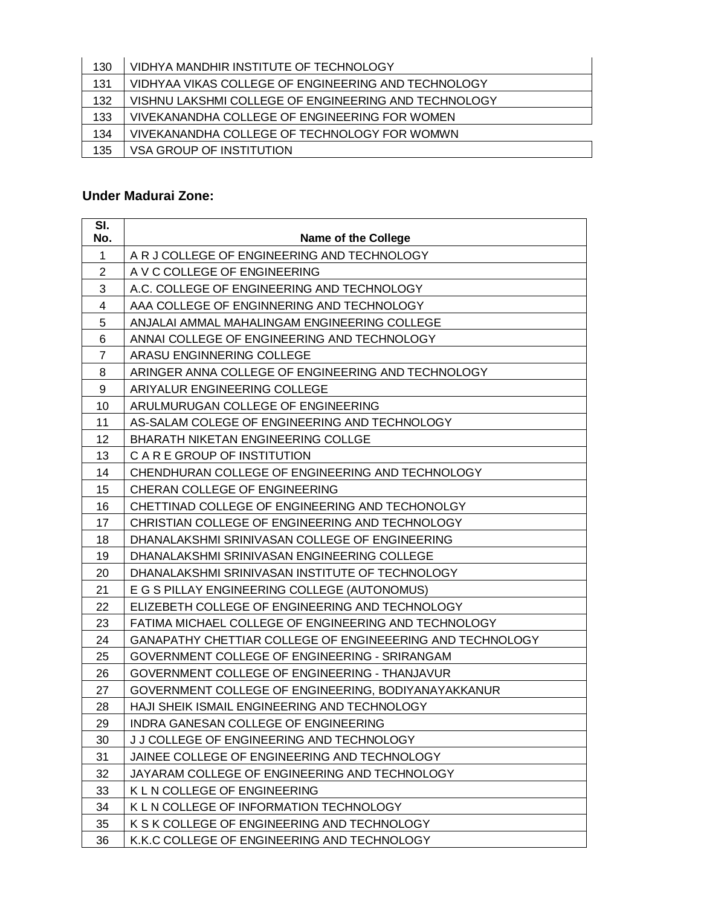| | |
|---|---|
| 130 | VIDHYA MANDHIR INSTITUTE OF TECHNOLOGY |
| 131 | VIDHYAA VIKAS COLLEGE OF ENGINEERING AND TECHNOLOGY |
| 132 | VISHNU LAKSHMI COLLEGE OF ENGINEERING AND TECHNOLOGY |
| 133 | VIVEKANANDHA COLLEGE OF ENGINEERING FOR WOMEN |
| 134 | VIVEKANANDHA COLLEGE OF TECHNOLOGY FOR WOMWN |
| 135 | VSA GROUP OF INSTITUTION |

**Under Madurai Zone:**

| Sl. No. | Name of the College |
|---|---|
| 1 | A R J COLLEGE OF ENGINEERING AND TECHNOLOGY |
| 2 | A V C COLLEGE OF ENGINEERING |
| 3 | A.C. COLLEGE OF ENGINEERING AND TECHNOLOGY |
| 4 | AAA COLLEGE OF ENGINNERING AND TECHNOLOGY |
| 5 | ANJALAI AMMAL MAHALINGAM ENGINEERING COLLEGE |
| 6 | ANNAI COLLEGE OF ENGINEERING AND TECHNOLOGY |
| 7 | ARASU ENGINNERING COLLEGE |
| 8 | ARINGER ANNA COLLEGE OF ENGINEERING AND TECHNOLOGY |
| 9 | ARIYALUR ENGINEERING COLLEGE |
| 10 | ARULMURUGAN COLLEGE OF ENGINEERING |
| 11 | AS-SALAM COLEGE OF ENGINEERING AND TECHNOLOGY |
| 12 | BHARATH NIKETAN ENGINEERING COLLGE |
| 13 | C A R E GROUP OF INSTITUTION |
| 14 | CHENDHURAN COLLEGE OF ENGINEERING AND TECHNOLOGY |
| 15 | CHERAN COLLEGE OF ENGINEERING |
| 16 | CHETTINAD COLLEGE OF ENGINEERING AND TECHONOLGY |
| 17 | CHRISTIAN COLLEGE OF ENGINEERING AND TECHNOLOGY |
| 18 | DHANALAKSHMI SRINIVASAN COLLEGE OF ENGINEERING |
| 19 | DHANALAKSHMI SRINIVASAN ENGINEERING COLLEGE |
| 20 | DHANALAKSHMI SRINIVASAN INSTITUTE OF TECHNOLOGY |
| 21 | E G S PILLAY ENGINEERING COLLEGE (AUTONOMUS) |
| 22 | ELIZEBETH COLLEGE OF ENGINEERING AND TECHNOLOGY |
| 23 | FATIMA MICHAEL COLLEGE OF ENGINEERING AND TECHNOLOGY |
| 24 | GANAPATHY CHETTIAR COLLEGE OF ENGINEEERING AND TECHNOLOGY |
| 25 | GOVERNMENT COLLEGE OF ENGINEERING - SRIRANGAM |
| 26 | GOVERNMENT COLLEGE OF ENGINEERING - THANJAVUR |
| 27 | GOVERNMENT COLLEGE OF ENGINEERING, BODIYANAYAKKANUR |
| 28 | HAJI SHEIK ISMAIL ENGINEERING AND TECHNOLOGY |
| 29 | INDRA GANESAN COLLEGE OF ENGINEERING |
| 30 | J J COLLEGE OF ENGINEERING AND TECHNOLOGY |
| 31 | JAINEE COLLEGE OF ENGINEERING AND TECHNOLOGY |
| 32 | JAYARAM COLLEGE OF ENGINEERING AND TECHNOLOGY |
| 33 | K L N COLLEGE OF ENGINEERING |
| 34 | K L N COLLEGE OF INFORMATION TECHNOLOGY |
| 35 | K S K COLLEGE OF ENGINEERING AND TECHNOLOGY |
| 36 | K.K.C COLLEGE OF ENGINEERING AND TECHNOLOGY |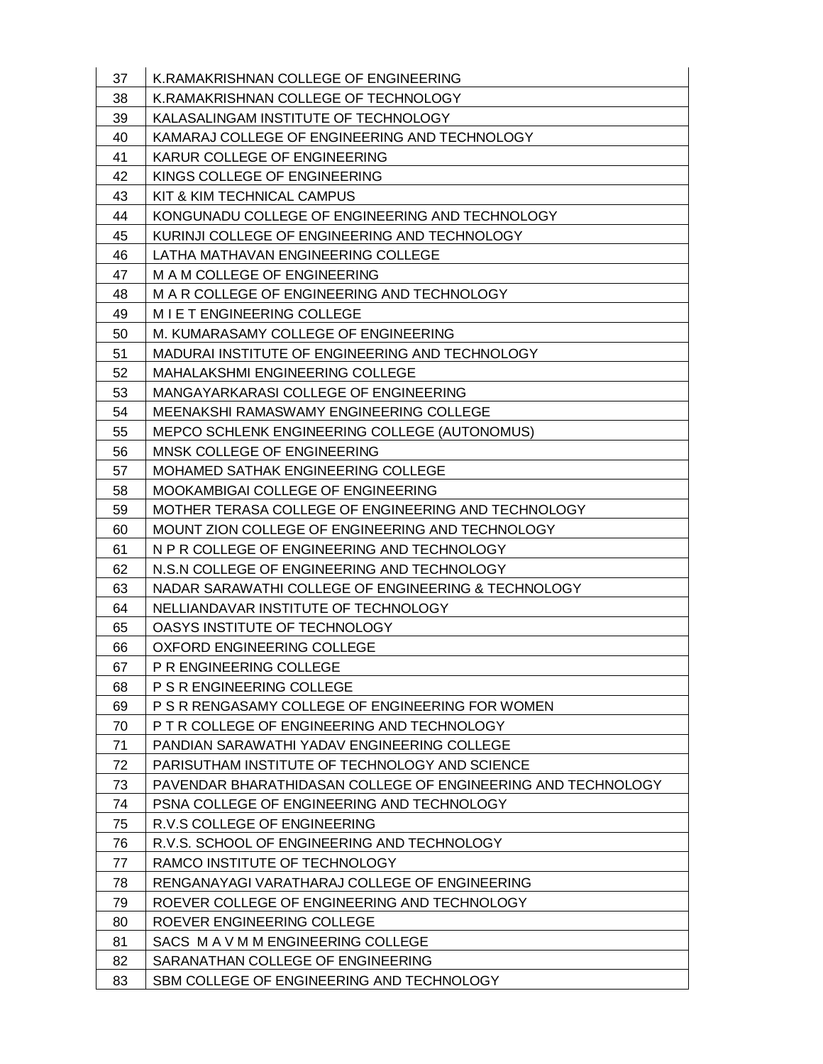| 37 | K.RAMAKRISHNAN COLLEGE OF ENGINEERING |
|---|---|
| 38 | K.RAMAKRISHNAN COLLEGE OF TECHNOLOGY |
| 39 | KALASALINGAM INSTITUTE OF TECHNOLOGY |
| 40 | KAMARAJ COLLEGE OF ENGINEERING AND TECHNOLOGY |
| 41 | KARUR COLLEGE OF ENGINEERING |
| 42 | KINGS COLLEGE OF ENGINEERING |
| 43 | KIT & KIM TECHNICAL CAMPUS |
| 44 | KONGUNADU COLLEGE OF ENGINEERING AND TECHNOLOGY |
| 45 | KURINJI COLLEGE OF ENGINEERING AND TECHNOLOGY |
| 46 | LATHA MATHAVAN ENGINEERING COLLEGE |
| 47 | M A M COLLEGE OF ENGINEERING |
| 48 | M A R COLLEGE OF ENGINEERING AND TECHNOLOGY |
| 49 | M I E T ENGINEERING COLLEGE |
| 50 | M. KUMARASAMY COLLEGE OF ENGINEERING |
| 51 | MADURAI INSTITUTE OF ENGINEERING AND TECHNOLOGY |
| 52 | MAHALAKSHMI ENGINEERING COLLEGE |
| 53 | MANGAYARKARASI COLLEGE OF ENGINEERING |
| 54 | MEENAKSHI RAMASWAMY ENGINEERING COLLEGE |
| 55 | MEPCO SCHLENK ENGINEERING COLLEGE (AUTONOMUS) |
| 56 | MNSK COLLEGE OF ENGINEERING |
| 57 | MOHAMED SATHAK ENGINEERING COLLEGE |
| 58 | MOOKAMBIGAI COLLEGE OF ENGINEERING |
| 59 | MOTHER TERASA COLLEGE OF ENGINEERING AND TECHNOLOGY |
| 60 | MOUNT ZION COLLEGE OF ENGINEERING AND TECHNOLOGY |
| 61 | N P R COLLEGE OF ENGINEERING AND TECHNOLOGY |
| 62 | N.S.N COLLEGE OF ENGINEERING AND TECHNOLOGY |
| 63 | NADAR SARAWATHI COLLEGE OF ENGINEERING & TECHNOLOGY |
| 64 | NELLIANDAVAR INSTITUTE OF TECHNOLOGY |
| 65 | OASYS INSTITUTE OF TECHNOLOGY |
| 66 | OXFORD ENGINEERING COLLEGE |
| 67 | P R ENGINEERING COLLEGE |
| 68 | P S R ENGINEERING COLLEGE |
| 69 | P S R RENGASAMY COLLEGE OF ENGINEERING FOR WOMEN |
| 70 | P T R COLLEGE OF ENGINEERING AND TECHNOLOGY |
| 71 | PANDIAN SARAWATHI YADAV ENGINEERING COLLEGE |
| 72 | PARISUTHAM INSTITUTE OF TECHNOLOGY AND SCIENCE |
| 73 | PAVENDAR BHARATHIDASAN COLLEGE OF ENGINEERING AND TECHNOLOGY |
| 74 | PSNA COLLEGE OF ENGINEERING AND TECHNOLOGY |
| 75 | R.V.S COLLEGE OF ENGINEERING |
| 76 | R.V.S. SCHOOL OF ENGINEERING AND TECHNOLOGY |
| 77 | RAMCO INSTITUTE OF TECHNOLOGY |
| 78 | RENGANAYAGI VARATHARAJ COLLEGE OF ENGINEERING |
| 79 | ROEVER COLLEGE OF ENGINEERING AND TECHNOLOGY |
| 80 | ROEVER ENGINEERING COLLEGE |
| 81 | SACS M A V M M ENGINEERING COLLEGE |
| 82 | SARANATHAN COLLEGE OF ENGINEERING |
| 83 | SBM COLLEGE OF ENGINEERING AND TECHNOLOGY |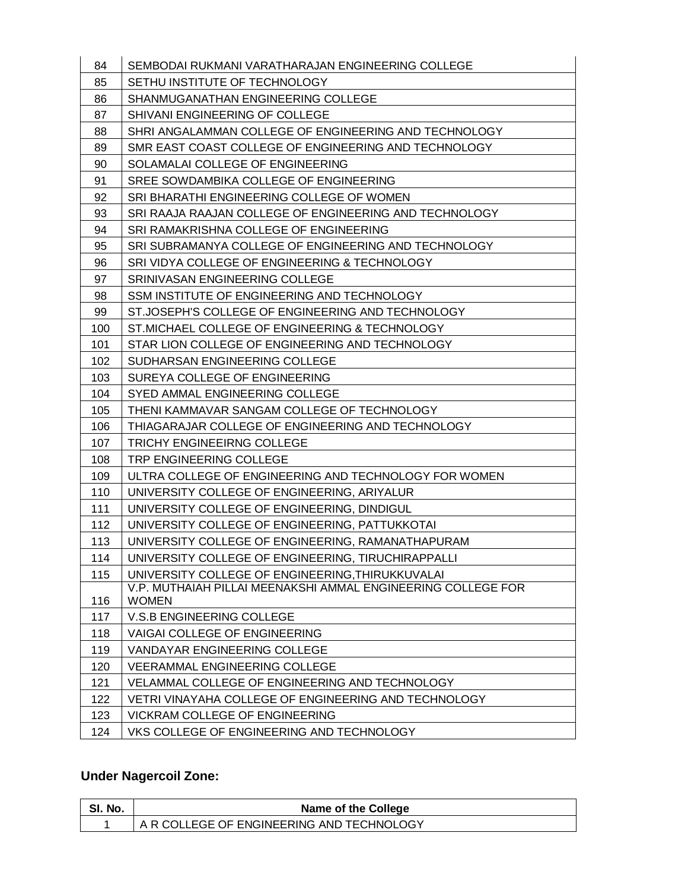| | |
|---|---|
| 84 | SEMBODAI RUKMANI VARATHARAJAN ENGINEERING COLLEGE |
| 85 | SETHU INSTITUTE OF TECHNOLOGY |
| 86 | SHANMUGANATHAN ENGINEERING COLLEGE |
| 87 | SHIVANI ENGINEERING OF COLLEGE |
| 88 | SHRI ANGALAMMAN COLLEGE OF ENGINEERING AND TECHNOLOGY |
| 89 | SMR EAST COAST COLLEGE OF ENGINEERING AND TECHNOLOGY |
| 90 | SOLAMALAI COLLEGE OF ENGINEERING |
| 91 | SREE SOWDAMBIKA COLLEGE OF ENGINEERING |
| 92 | SRI BHARATHI ENGINEERING COLLEGE OF WOMEN |
| 93 | SRI RAAJA RAAJAN COLLEGE OF ENGINEERING AND TECHNOLOGY |
| 94 | SRI RAMAKRISHNA COLLEGE OF ENGINEERING |
| 95 | SRI SUBRAMANYA COLLEGE OF ENGINEERING AND TECHNOLOGY |
| 96 | SRI VIDYA COLLEGE OF ENGINEERING & TECHNOLOGY |
| 97 | SRINIVASAN ENGINEERING COLLEGE |
| 98 | SSM INSTITUTE OF ENGINEERING AND TECHNOLOGY |
| 99 | ST.JOSEPH'S COLLEGE OF ENGINEERING AND TECHNOLOGY |
| 100 | ST.MICHAEL COLLEGE OF ENGINEERING & TECHNOLOGY |
| 101 | STAR LION COLLEGE OF ENGINEERING AND TECHNOLOGY |
| 102 | SUDHARSAN ENGINEERING COLLEGE |
| 103 | SUREYA COLLEGE OF ENGINEERING |
| 104 | SYED AMMAL ENGINEERING COLLEGE |
| 105 | THENI KAMMAVAR SANGAM COLLEGE OF TECHNOLOGY |
| 106 | THIAGARAJAR COLLEGE OF ENGINEERING AND TECHNOLOGY |
| 107 | TRICHY ENGINEEIRNG COLLEGE |
| 108 | TRP ENGINEERING COLLEGE |
| 109 | ULTRA COLLEGE OF ENGINEERING AND TECHNOLOGY FOR WOMEN |
| 110 | UNIVERSITY COLLEGE OF ENGINEERING, ARIYALUR |
| 111 | UNIVERSITY COLLEGE OF ENGINEERING, DINDIGUL |
| 112 | UNIVERSITY COLLEGE OF ENGINEERING, PATTUKKOTAI |
| 113 | UNIVERSITY COLLEGE OF ENGINEERING, RAMANATHAPURAM |
| 114 | UNIVERSITY COLLEGE OF ENGINEERING, TIRUCHIRAPPALLI |
| 115 | UNIVERSITY COLLEGE OF ENGINEERING,THIRUKKUVALAI |
| 116 | V.P. MUTHAIAH PILLAI MEENAKSHI AMMAL ENGINEERING COLLEGE FOR WOMEN |
| 117 | V.S.B ENGINEERING COLLEGE |
| 118 | VAIGAI COLLEGE OF ENGINEERING |
| 119 | VANDAYAR ENGINEERING COLLEGE |
| 120 | VEERAMMAL ENGINEERING COLLEGE |
| 121 | VELAMMAL COLLEGE OF ENGINEERING AND TECHNOLOGY |
| 122 | VETRI VINAYAHA COLLEGE OF ENGINEERING AND TECHNOLOGY |
| 123 | VICKRAM COLLEGE OF ENGINEERING |
| 124 | VKS COLLEGE OF ENGINEERING AND TECHNOLOGY |

**Under Nagercoil Zone:**

| Sl. No. | Name of the College |
|---|---|
| 1 | A R COLLEGE OF ENGINEERING AND TECHNOLOGY |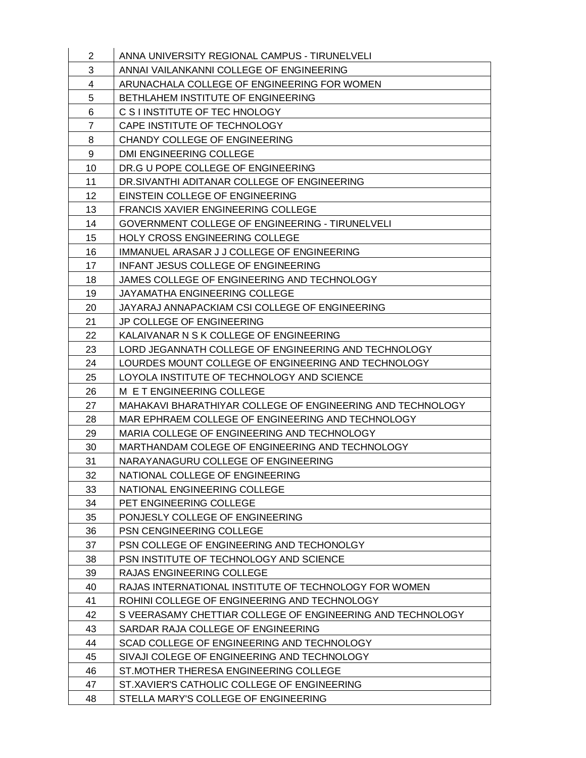| 2 | ANNA UNIVERSITY REGIONAL CAMPUS - TIRUNELVELI |
|---|---|
| 3 | ANNAI VAILANKANNI COLLEGE OF ENGINEERING |
| 4 | ARUNACHALA COLLEGE OF ENGINEERING FOR WOMEN |
| 5 | BETHLAHEM INSTITUTE OF ENGINEERING |
| 6 | C S I INSTITUTE OF TEC HNOLOGY |
| 7 | CAPE INSTITUTE OF TECHNOLOGY |
| 8 | CHANDY COLLEGE OF ENGINEERING |
| 9 | DMI ENGINEERING COLLEGE |
| 10 | DR.G U POPE COLLEGE OF ENGINEERING |
| 11 | DR.SIVANTHI ADITANAR COLLEGE OF ENGINEERING |
| 12 | EINSTEIN COLLEGE OF ENGINEERING |
| 13 | FRANCIS XAVIER ENGINEERING COLLEGE |
| 14 | GOVERNMENT COLLEGE OF ENGINEERING - TIRUNELVELI |
| 15 | HOLY CROSS ENGINEERING COLLEGE |
| 16 | IMMANUEL ARASAR J J COLLEGE OF ENGINEERING |
| 17 | INFANT JESUS COLLEGE OF ENGINEERING |
| 18 | JAMES COLLEGE OF ENGINEERING AND TECHNOLOGY |
| 19 | JAYAMATHA ENGINEERING COLLEGE |
| 20 | JAYARAJ ANNAPACKIAM CSI COLLEGE OF ENGINEERING |
| 21 | JP COLLEGE OF ENGINEERING |
| 22 | KALAIVANAR N S K COLLEGE OF ENGINEERING |
| 23 | LORD JEGANNATH COLLEGE OF ENGINEERING AND TECHNOLOGY |
| 24 | LOURDES MOUNT COLLEGE OF ENGINEERING AND TECHNOLOGY |
| 25 | LOYOLA INSTITUTE OF TECHNOLOGY AND SCIENCE |
| 26 | M E T ENGINEERING COLLEGE |
| 27 | MAHAKAVI BHARATHIYAR COLLEGE OF ENGINEERING AND TECHNOLOGY |
| 28 | MAR EPHRAEM COLLEGE OF ENGINEERING AND TECHNOLOGY |
| 29 | MARIA COLLEGE OF ENGINEERING AND TECHNOLOGY |
| 30 | MARTHANDAM COLEGE OF ENGINEERING AND TECHNOLOGY |
| 31 | NARAYANAGURU COLLEGE OF ENGINEERING |
| 32 | NATIONAL COLLEGE OF ENGINEERING |
| 33 | NATIONAL ENGINEERING COLLEGE |
| 34 | PET ENGINEERING COLLEGE |
| 35 | PONJESLY COLLEGE OF ENGINEERING |
| 36 | PSN CENGINEERING COLLEGE |
| 37 | PSN COLLEGE OF ENGINEERING AND TECHONOLGY |
| 38 | PSN INSTITUTE OF TECHNOLOGY AND SCIENCE |
| 39 | RAJAS ENGINEERING COLLEGE |
| 40 | RAJAS INTERNATIONAL INSTITUTE OF TECHNOLOGY FOR WOMEN |
| 41 | ROHINI COLLEGE OF ENGINEERING AND TECHNOLOGY |
| 42 | S VEERASAMY CHETTIAR COLLEGE OF ENGINEERING AND TECHNOLOGY |
| 43 | SARDAR RAJA COLLEGE OF ENGINEERING |
| 44 | SCAD COLLEGE OF ENGINEERING AND TECHNOLOGY |
| 45 | SIVAJI COLEGE OF ENGINEERING AND TECHNOLOGY |
| 46 | ST.MOTHER THERESA ENGINEERING COLLEGE |
| 47 | ST.XAVIER'S CATHOLIC COLLEGE OF ENGINEERING |
| 48 | STELLA MARY'S COLLEGE OF ENGINEERING |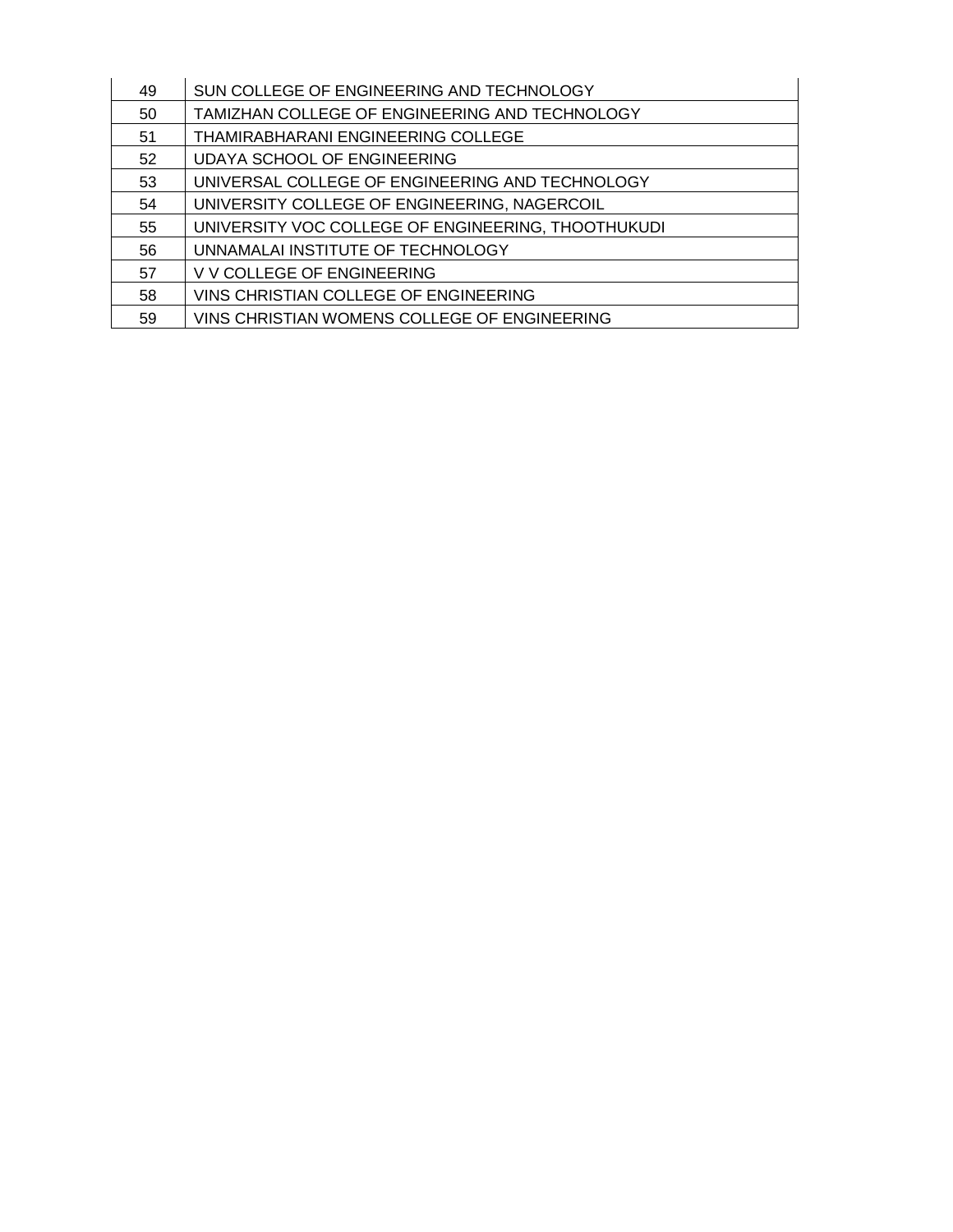| | |
|---|---|
| 49 | SUN COLLEGE OF ENGINEERING AND TECHNOLOGY |
| 50 | TAMIZHAN COLLEGE OF ENGINEERING AND TECHNOLOGY |
| 51 | THAMIRABHARANI ENGINEERING COLLEGE |
| 52 | UDAYA SCHOOL OF ENGINEERING |
| 53 | UNIVERSAL COLLEGE OF ENGINEERING AND TECHNOLOGY |
| 54 | UNIVERSITY COLLEGE OF ENGINEERING, NAGERCOIL |
| 55 | UNIVERSITY VOC COLLEGE OF ENGINEERING, THOOTHUKUDI |
| 56 | UNNAMALAI INSTITUTE OF TECHNOLOGY |
| 57 | V V COLLEGE OF ENGINEERING |
| 58 | VINS CHRISTIAN COLLEGE OF ENGINEERING |
| 59 | VINS CHRISTIAN WOMENS COLLEGE OF ENGINEERING |